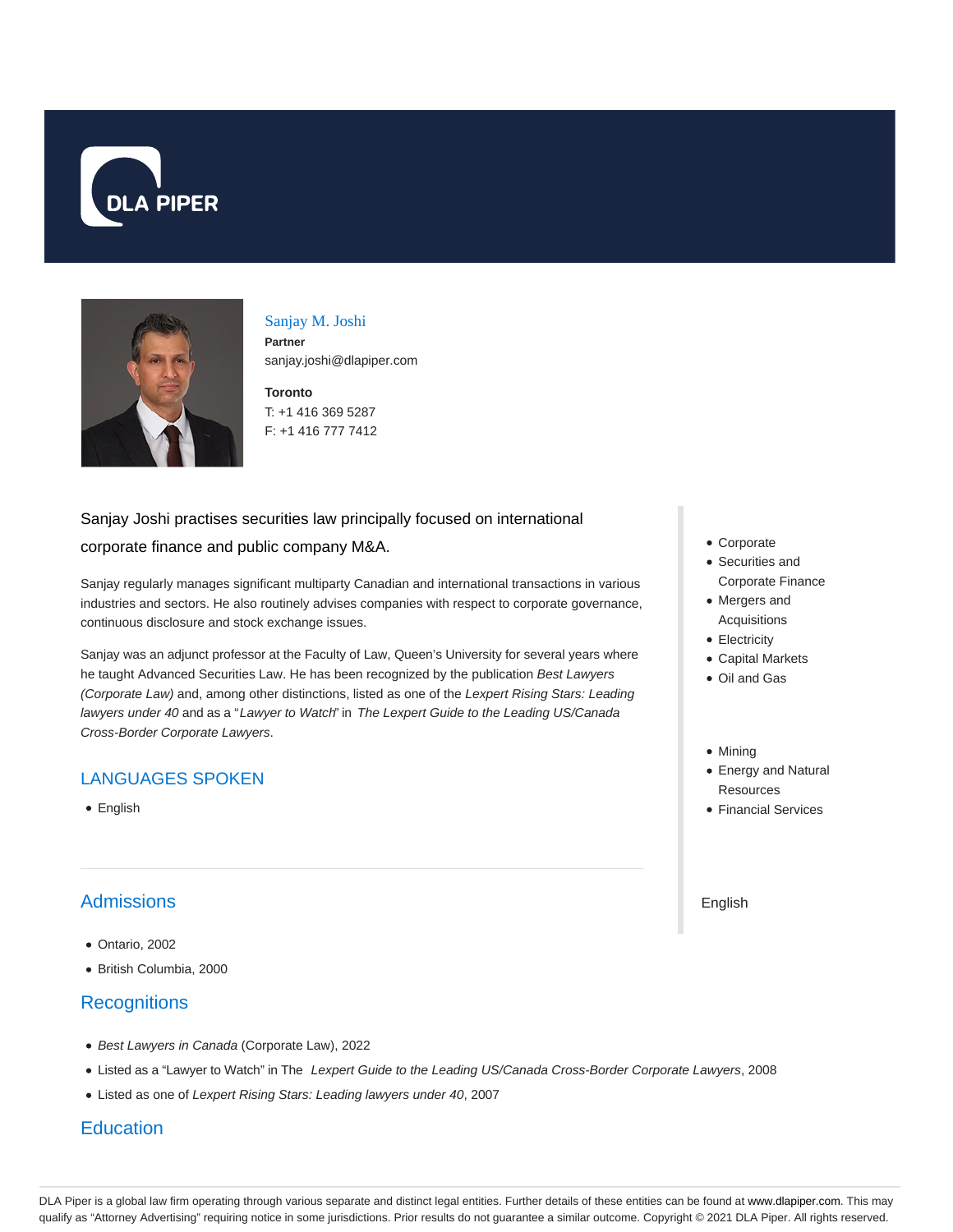DLA PIPER

# Sanjay M. Joshi

**Partner**

sanjay.joshi@dlapiper.com

**Toronto**

T: +1 416 369 5287

F: +1 416 777 7412

Sanjay Joshi practises securities law principally focused on international corporate finance and public company M&A.

Sanjay regularly manages significant multiparty Canadian and international transactions in various industries and sectors. He also routinely advises companies with respect to corporate governance, continuous disclosure and stock exchange issues.

Sanjay was an adjunct professor at the Faculty of Law, Queen's University for several years where he taught Advanced Securities Law. He has been recognized by the publication *Best Lawyers (Corporate Law)* and, among other distinctions, listed as one of the *Lexpert Rising Stars: Leading lawyers under 40* and as a "*Lawyer to Watch*" in *The Lexpert Guide to the Leading US/Canada Cross-Border Corporate Lawyers*.

## LANGUAGES SPOKEN

- English

- Corporate
- Securities and Corporate Finance
- Mergers and Acquisitions
- Electricity
- Capital Markets
- Oil and Gas

- Mining
- Energy and Natural Resources
- Financial Services

English

## Admissions

- Ontario, 2002
- British Columbia, 2000

## Recognitions

- *Best Lawyers in Canada* (Corporate Law), 2022
- Listed as a "Lawyer to Watch" in The *Lexpert Guide to the Leading US/Canada Cross-Border Corporate Lawyers*, 2008
- Listed as one of *Lexpert Rising Stars: Leading lawyers under 40*, 2007

## Education

DLA Piper is a global law firm operating through various separate and distinct legal entities. Further details of these entities can be found at www.dlapiper.com. This may qualify as "Attorney Advertising" requiring notice in some jurisdictions. Prior results do not guarantee a similar outcome. Copyright © 2021 DLA Piper. All rights reserved.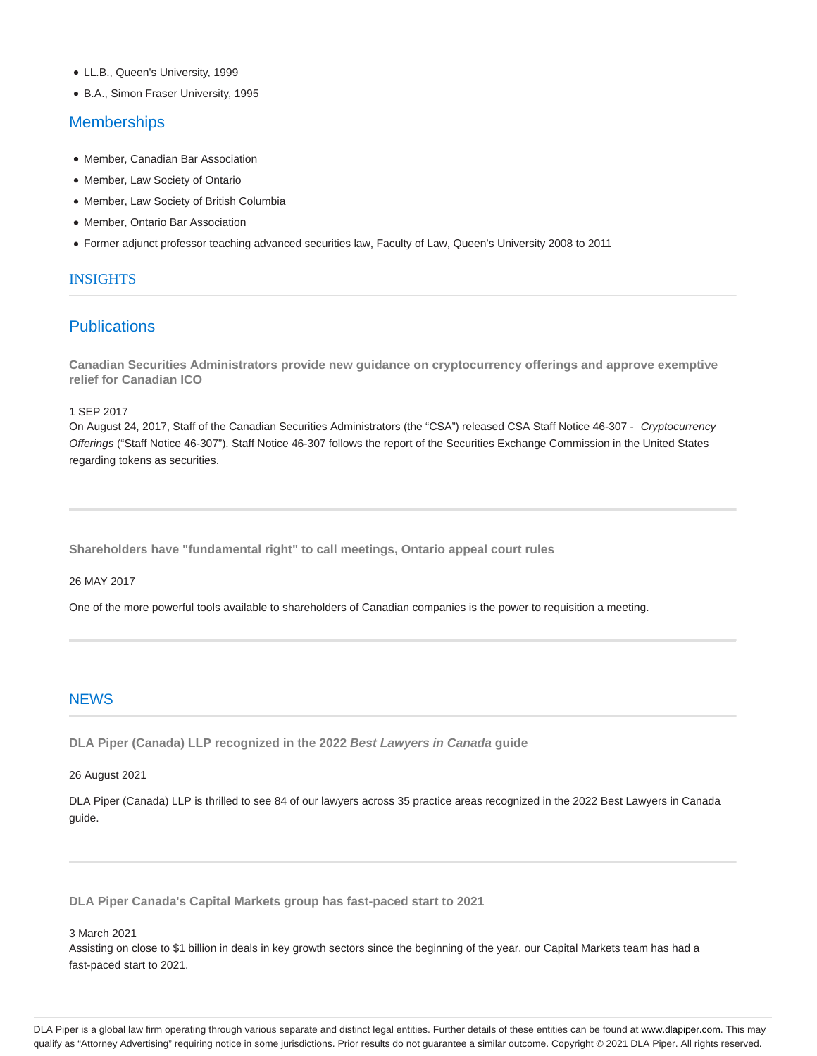- LL.B., Queen's University, 1999
- B.A., Simon Fraser University, 1995

## Memberships

- Member, Canadian Bar Association
- Member, Law Society of Ontario
- Member, Law Society of British Columbia
- Member, Ontario Bar Association
- Former adjunct professor teaching advanced securities law, Faculty of Law, Queen's University 2008 to 2011

## INSIGHTS

## Publications

**Canadian Securities Administrators provide new guidance on cryptocurrency offerings and approve exemptive relief for Canadian ICO**

1 SEP 2017

On August 24, 2017, Staff of the Canadian Securities Administrators (the "CSA") released CSA Staff Notice 46-307 - *Cryptocurrency Offerings* ("Staff Notice 46-307"). Staff Notice 46-307 follows the report of the Securities Exchange Commission in the United States regarding tokens as securities.

**Shareholders have "fundamental right" to call meetings, Ontario appeal court rules**

26 MAY 2017

One of the more powerful tools available to shareholders of Canadian companies is the power to requisition a meeting.

## NEWS

**DLA Piper (Canada) LLP recognized in the 2022 *Best Lawyers in Canada* guide**

26 August 2021

DLA Piper (Canada) LLP is thrilled to see 84 of our lawyers across 35 practice areas recognized in the 2022 Best Lawyers in Canada guide.

**DLA Piper Canada's Capital Markets group has fast-paced start to 2021**

3 March 2021

Assisting on close to $1 billion in deals in key growth sectors since the beginning of the year, our Capital Markets team has had a fast-paced start to 2021.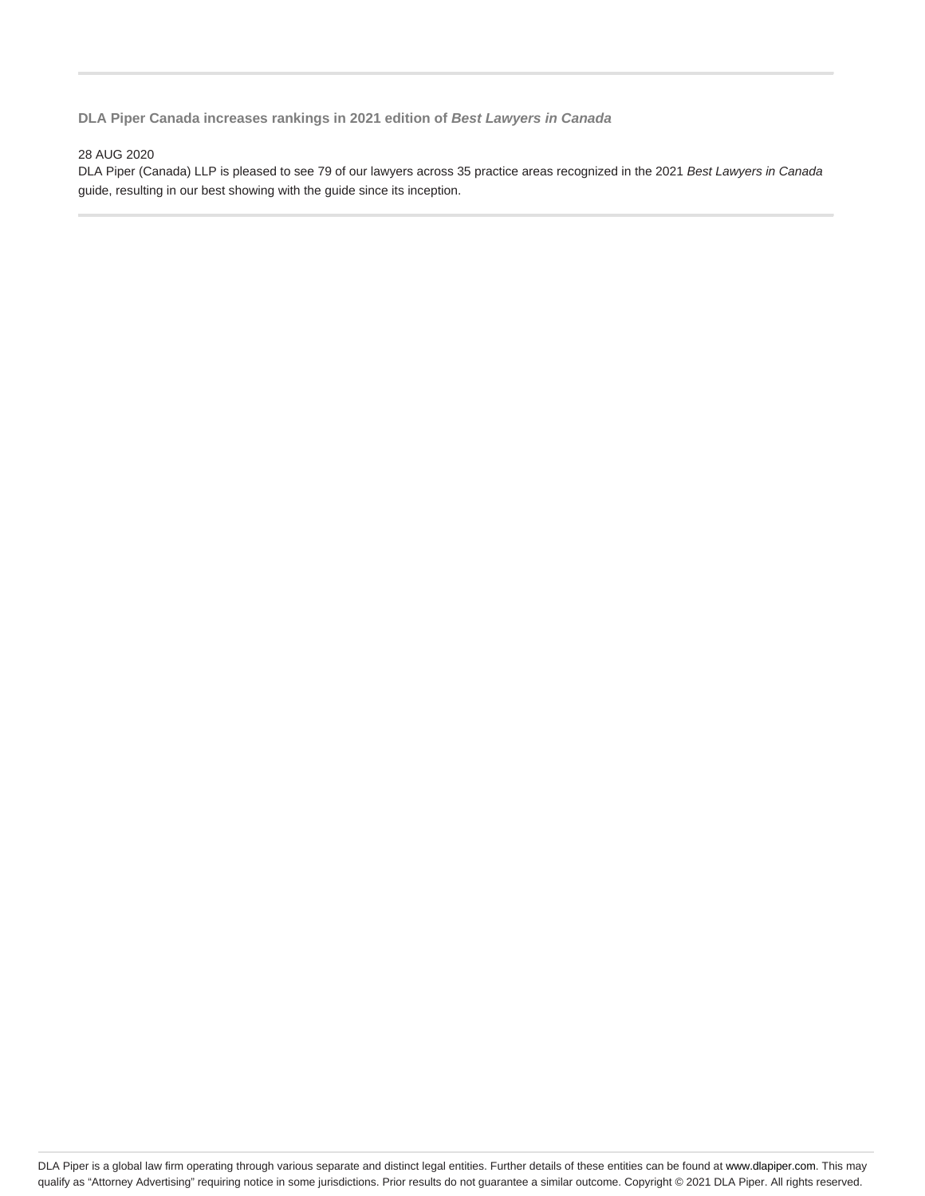**DLA Piper Canada increases rankings in 2021 edition of *Best Lawyers in Canada***

28 AUG 2020

DLA Piper (Canada) LLP is pleased to see 79 of our lawyers across 35 practice areas recognized in the 2021 *Best Lawyers in Canada* guide, resulting in our best showing with the guide since its inception.

DLA Piper is a global law firm operating through various separate and distinct legal entities. Further details of these entities can be found at www.dlapiper.com. This may qualify as "Attorney Advertising" requiring notice in some jurisdictions. Prior results do not guarantee a similar outcome. Copyright © 2021 DLA Piper. All rights reserved.